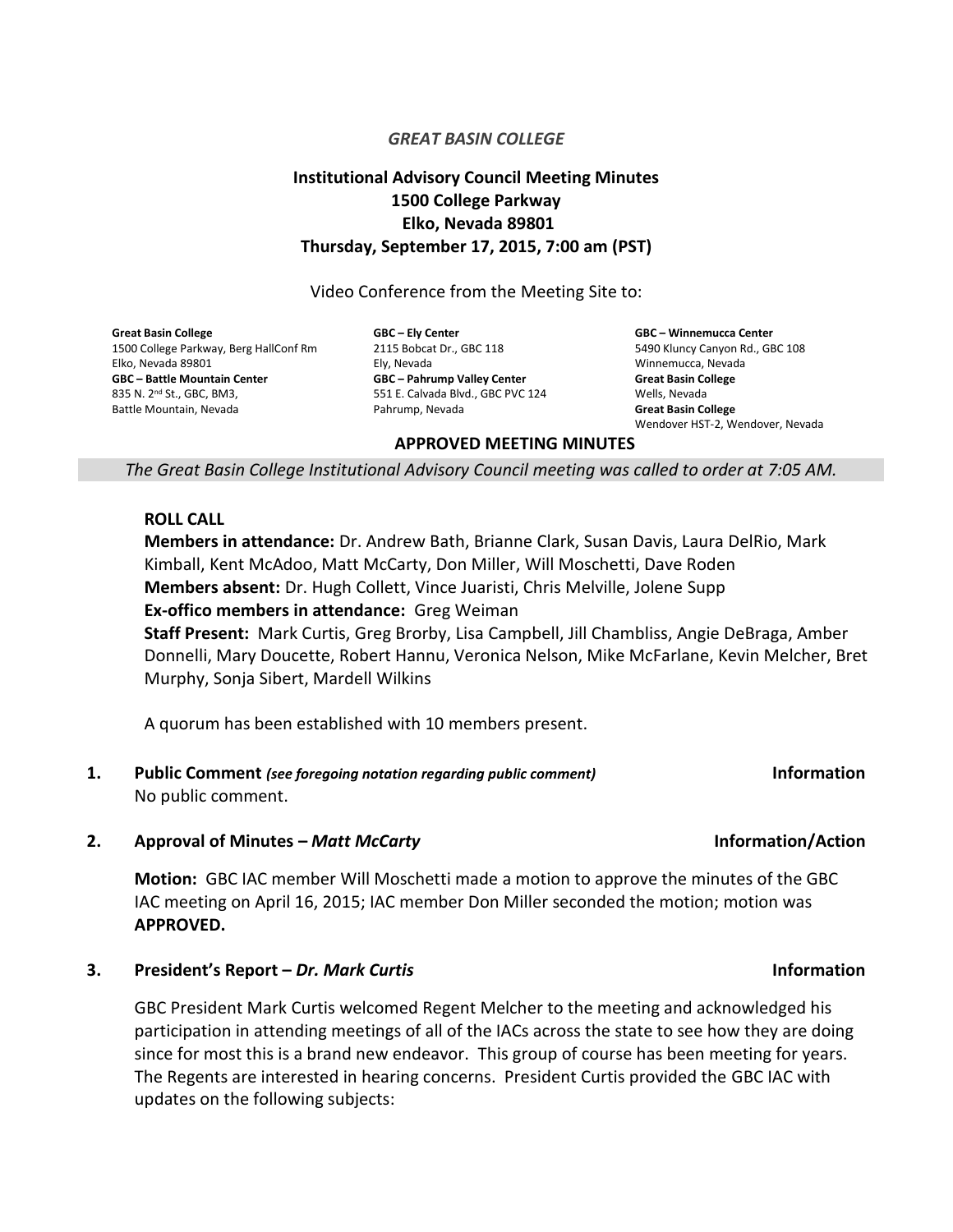*GREAT BASIN COLLEGE*

**Institutional Advisory Council Meeting Minutes**
**1500 College Parkway**
**Elko, Nevada 89801**
**Thursday, September 17, 2015, 7:00 am (PST)**

Video Conference from the Meeting Site to:

**Great Basin College**
1500 College Parkway, Berg HallConf Rm
Elko, Nevada 89801
**GBC – Battle Mountain Center**
835 N. 2nd St., GBC, BM3,
Battle Mountain, Nevada

**GBC – Ely Center**
2115 Bobcat Dr., GBC 118
Ely, Nevada
**GBC – Pahrump Valley Center**
551 E. Calvada Blvd., GBC PVC 124
Pahrump, Nevada

**GBC – Winnemucca Center**
5490 Kluncy Canyon Rd., GBC 108
Winnemucca, Nevada
**Great Basin College**
Wells, Nevada
**Great Basin College**
Wendover HST-2, Wendover, Nevada

**APPROVED MEETING MINUTES**

*The Great Basin College Institutional Advisory Council meeting was called to order at 7:05 AM.*

**ROLL CALL**

**Members in attendance:** Dr. Andrew Bath, Brianne Clark, Susan Davis, Laura DelRio, Mark Kimball, Kent McAdoo, Matt McCarty, Don Miller, Will Moschetti, Dave Roden
**Members absent:** Dr. Hugh Collett, Vince Juaristi, Chris Melville, Jolene Supp
**Ex-offico members in attendance:** Greg Weiman
**Staff Present:** Mark Curtis, Greg Brorby, Lisa Campbell, Jill Chambliss, Angie DeBraga, Amber Donnelli, Mary Doucette, Robert Hannu, Veronica Nelson, Mike McFarlane, Kevin Melcher, Bret Murphy, Sonja Sibert, Mardell Wilkins

A quorum has been established with 10 members present.

**1. Public Comment** *(see foregoing notation regarding public comment)* — **Information**

No public comment.

**2. Approval of Minutes –** ***Matt McCarty*** — **Information/Action**

**Motion:** GBC IAC member Will Moschetti made a motion to approve the minutes of the GBC IAC meeting on April 16, 2015; IAC member Don Miller seconded the motion; motion was **APPROVED.**

**3. President's Report –** ***Dr. Mark Curtis*** — **Information**

GBC President Mark Curtis welcomed Regent Melcher to the meeting and acknowledged his participation in attending meetings of all of the IACs across the state to see how they are doing since for most this is a brand new endeavor. This group of course has been meeting for years. The Regents are interested in hearing concerns. President Curtis provided the GBC IAC with updates on the following subjects: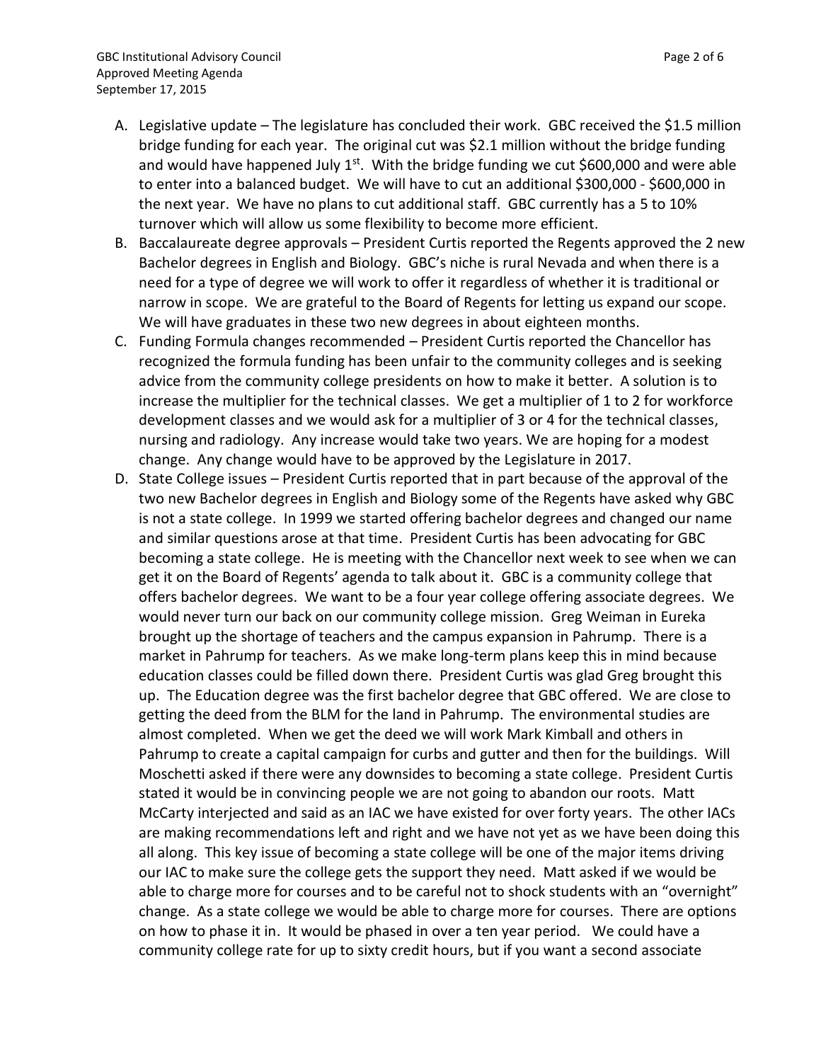A. Legislative update – The legislature has concluded their work. GBC received the $1.5 million bridge funding for each year. The original cut was $2.1 million without the bridge funding and would have happened July 1st. With the bridge funding we cut $600,000 and were able to enter into a balanced budget. We will have to cut an additional $300,000 - $600,000 in the next year. We have no plans to cut additional staff. GBC currently has a 5 to 10% turnover which will allow us some flexibility to become more efficient.

B. Baccalaureate degree approvals – President Curtis reported the Regents approved the 2 new Bachelor degrees in English and Biology. GBC's niche is rural Nevada and when there is a need for a type of degree we will work to offer it regardless of whether it is traditional or narrow in scope. We are grateful to the Board of Regents for letting us expand our scope. We will have graduates in these two new degrees in about eighteen months.

C. Funding Formula changes recommended – President Curtis reported the Chancellor has recognized the formula funding has been unfair to the community colleges and is seeking advice from the community college presidents on how to make it better. A solution is to increase the multiplier for the technical classes. We get a multiplier of 1 to 2 for workforce development classes and we would ask for a multiplier of 3 or 4 for the technical classes, nursing and radiology. Any increase would take two years. We are hoping for a modest change. Any change would have to be approved by the Legislature in 2017.

D. State College issues – President Curtis reported that in part because of the approval of the two new Bachelor degrees in English and Biology some of the Regents have asked why GBC is not a state college. In 1999 we started offering bachelor degrees and changed our name and similar questions arose at that time. President Curtis has been advocating for GBC becoming a state college. He is meeting with the Chancellor next week to see when we can get it on the Board of Regents' agenda to talk about it. GBC is a community college that offers bachelor degrees. We want to be a four year college offering associate degrees. We would never turn our back on our community college mission. Greg Weiman in Eureka brought up the shortage of teachers and the campus expansion in Pahrump. There is a market in Pahrump for teachers. As we make long-term plans keep this in mind because education classes could be filled down there. President Curtis was glad Greg brought this up. The Education degree was the first bachelor degree that GBC offered. We are close to getting the deed from the BLM for the land in Pahrump. The environmental studies are almost completed. When we get the deed we will work Mark Kimball and others in Pahrump to create a capital campaign for curbs and gutter and then for the buildings. Will Moschetti asked if there were any downsides to becoming a state college. President Curtis stated it would be in convincing people we are not going to abandon our roots. Matt McCarty interjected and said as an IAC we have existed for over forty years. The other IACs are making recommendations left and right and we have not yet as we have been doing this all along. This key issue of becoming a state college will be one of the major items driving our IAC to make sure the college gets the support they need. Matt asked if we would be able to charge more for courses and to be careful not to shock students with an "overnight" change. As a state college we would be able to charge more for courses. There are options on how to phase it in. It would be phased in over a ten year period. We could have a community college rate for up to sixty credit hours, but if you want a second associate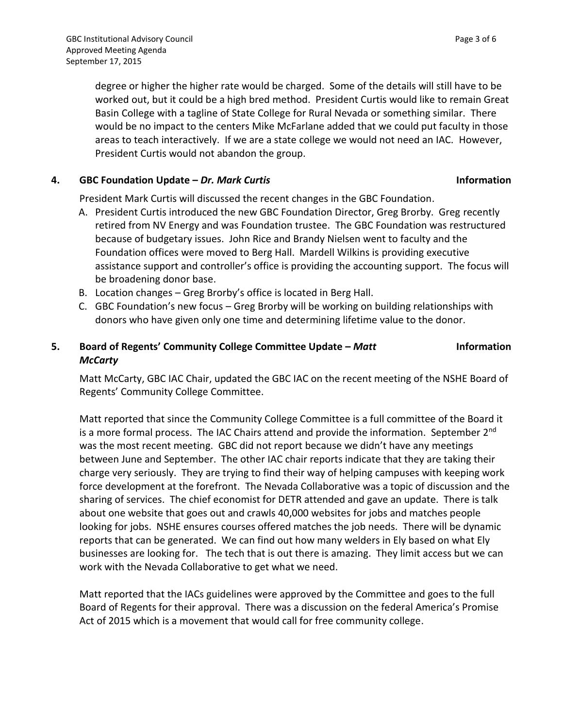degree or higher the higher rate would be charged. Some of the details will still have to be worked out, but it could be a high bred method. President Curtis would like to remain Great Basin College with a tagline of State College for Rural Nevada or something similar. There would be no impact to the centers Mike McFarlane added that we could put faculty in those areas to teach interactively. If we are a state college we would not need an IAC. However, President Curtis would not abandon the group.

**4. GBC Foundation Update – *Dr. Mark Curtis*** **Information**

President Mark Curtis will discussed the recent changes in the GBC Foundation.

A. President Curtis introduced the new GBC Foundation Director, Greg Brorby. Greg recently retired from NV Energy and was Foundation trustee. The GBC Foundation was restructured because of budgetary issues. John Rice and Brandy Nielsen went to faculty and the Foundation offices were moved to Berg Hall. Mardell Wilkins is providing executive assistance support and controller's office is providing the accounting support. The focus will be broadening donor base.
B. Location changes – Greg Brorby's office is located in Berg Hall.
C. GBC Foundation's new focus – Greg Brorby will be working on building relationships with donors who have given only one time and determining lifetime value to the donor.

**5. Board of Regents' Community College Committee Update – *Matt McCarty*** **Information**

Matt McCarty, GBC IAC Chair, updated the GBC IAC on the recent meeting of the NSHE Board of Regents' Community College Committee.

Matt reported that since the Community College Committee is a full committee of the Board it is a more formal process. The IAC Chairs attend and provide the information. September 2nd was the most recent meeting. GBC did not report because we didn't have any meetings between June and September. The other IAC chair reports indicate that they are taking their charge very seriously. They are trying to find their way of helping campuses with keeping work force development at the forefront. The Nevada Collaborative was a topic of discussion and the sharing of services. The chief economist for DETR attended and gave an update. There is talk about one website that goes out and crawls 40,000 websites for jobs and matches people looking for jobs. NSHE ensures courses offered matches the job needs. There will be dynamic reports that can be generated. We can find out how many welders in Ely based on what Ely businesses are looking for. The tech that is out there is amazing. They limit access but we can work with the Nevada Collaborative to get what we need.

Matt reported that the IACs guidelines were approved by the Committee and goes to the full Board of Regents for their approval. There was a discussion on the federal America's Promise Act of 2015 which is a movement that would call for free community college.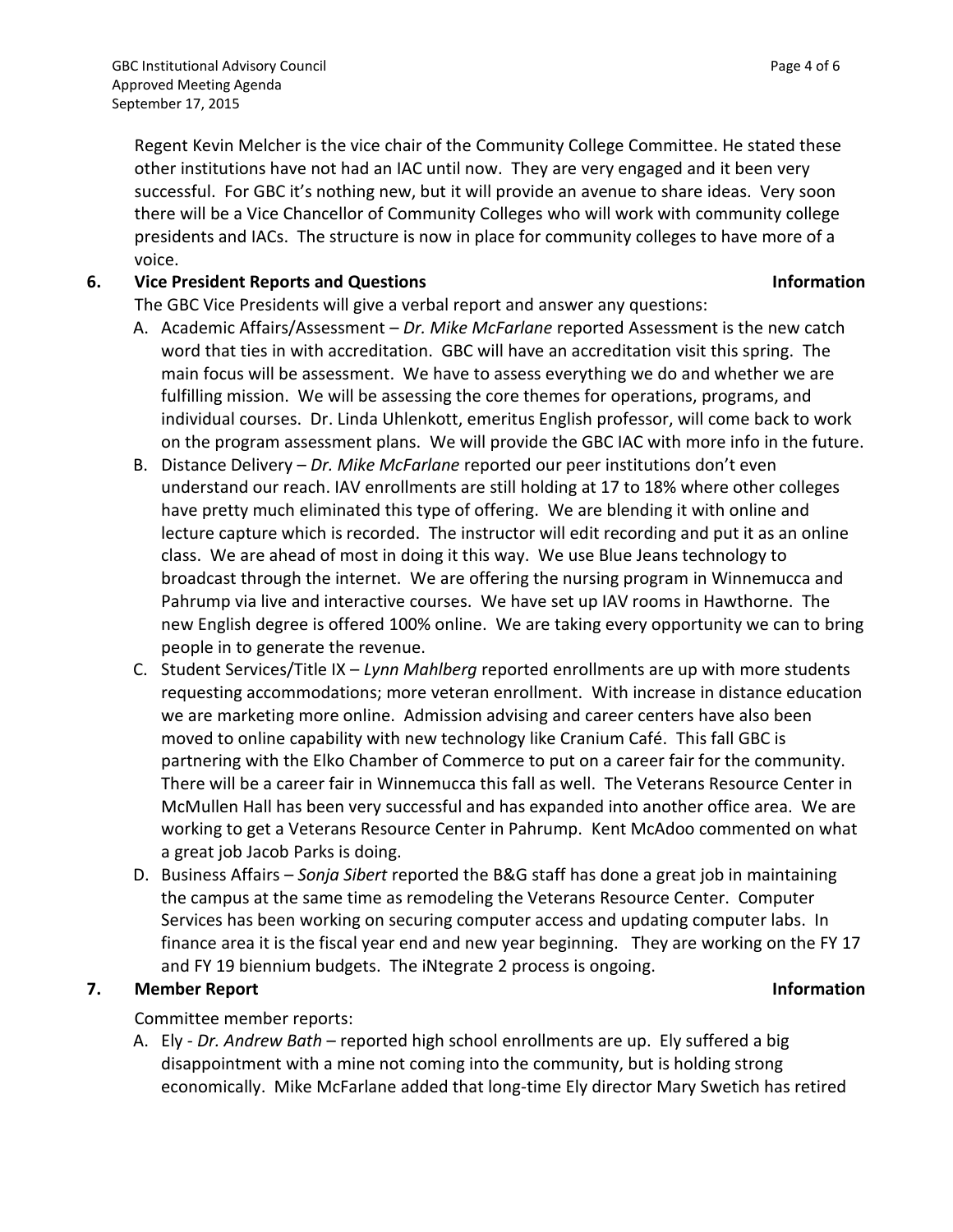Regent Kevin Melcher is the vice chair of the Community College Committee. He stated these other institutions have not had an IAC until now. They are very engaged and it been very successful. For GBC it's nothing new, but it will provide an avenue to share ideas. Very soon there will be a Vice Chancellor of Community Colleges who will work with community college presidents and IACs. The structure is now in place for community colleges to have more of a voice.

**6. Vice President Reports and Questions** **Information**

The GBC Vice Presidents will give a verbal report and answer any questions:

A. Academic Affairs/Assessment – *Dr. Mike McFarlane* reported Assessment is the new catch word that ties in with accreditation. GBC will have an accreditation visit this spring. The main focus will be assessment. We have to assess everything we do and whether we are fulfilling mission. We will be assessing the core themes for operations, programs, and individual courses. Dr. Linda Uhlenkott, emeritus English professor, will come back to work on the program assessment plans. We will provide the GBC IAC with more info in the future.

B. Distance Delivery – *Dr. Mike McFarlane* reported our peer institutions don't even understand our reach. IAV enrollments are still holding at 17 to 18% where other colleges have pretty much eliminated this type of offering. We are blending it with online and lecture capture which is recorded. The instructor will edit recording and put it as an online class. We are ahead of most in doing it this way. We use Blue Jeans technology to broadcast through the internet. We are offering the nursing program in Winnemucca and Pahrump via live and interactive courses. We have set up IAV rooms in Hawthorne. The new English degree is offered 100% online. We are taking every opportunity we can to bring people in to generate the revenue.

C. Student Services/Title IX – *Lynn Mahlberg* reported enrollments are up with more students requesting accommodations; more veteran enrollment. With increase in distance education we are marketing more online. Admission advising and career centers have also been moved to online capability with new technology like Cranium Café. This fall GBC is partnering with the Elko Chamber of Commerce to put on a career fair for the community. There will be a career fair in Winnemucca this fall as well. The Veterans Resource Center in McMullen Hall has been very successful and has expanded into another office area. We are working to get a Veterans Resource Center in Pahrump. Kent McAdoo commented on what a great job Jacob Parks is doing.

D. Business Affairs – *Sonja Sibert* reported the B&G staff has done a great job in maintaining the campus at the same time as remodeling the Veterans Resource Center. Computer Services has been working on securing computer access and updating computer labs. In finance area it is the fiscal year end and new year beginning. They are working on the FY 17 and FY 19 biennium budgets. The iNtegrate 2 process is ongoing.

**7. Member Report** **Information**

Committee member reports:

A. Ely - *Dr. Andrew Bath* – reported high school enrollments are up. Ely suffered a big disappointment with a mine not coming into the community, but is holding strong economically. Mike McFarlane added that long-time Ely director Mary Swetich has retired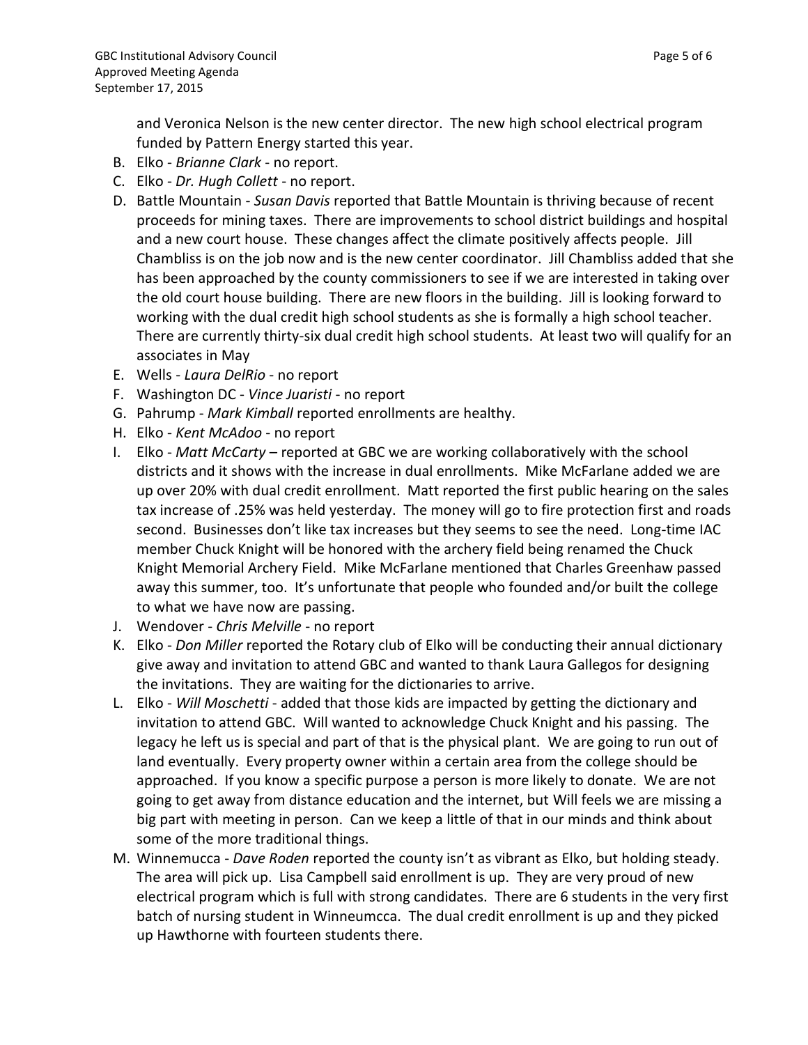and Veronica Nelson is the new center director. The new high school electrical program funded by Pattern Energy started this year.

B. Elko - *Brianne Clark* - no report.
C. Elko - *Dr. Hugh Collett* - no report.
D. Battle Mountain - *Susan Davis* reported that Battle Mountain is thriving because of recent proceeds for mining taxes. There are improvements to school district buildings and hospital and a new court house. These changes affect the climate positively affects people. Jill Chambliss is on the job now and is the new center coordinator. Jill Chambliss added that she has been approached by the county commissioners to see if we are interested in taking over the old court house building. There are new floors in the building. Jill is looking forward to working with the dual credit high school students as she is formally a high school teacher. There are currently thirty-six dual credit high school students. At least two will qualify for an associates in May
E. Wells - *Laura DelRio* - no report
F. Washington DC - *Vince Juaristi* - no report
G. Pahrump - *Mark Kimball* reported enrollments are healthy.
H. Elko - *Kent McAdoo* - no report
I. Elko - *Matt McCarty* – reported at GBC we are working collaboratively with the school districts and it shows with the increase in dual enrollments. Mike McFarlane added we are up over 20% with dual credit enrollment. Matt reported the first public hearing on the sales tax increase of .25% was held yesterday. The money will go to fire protection first and roads second. Businesses don't like tax increases but they seems to see the need. Long-time IAC member Chuck Knight will be honored with the archery field being renamed the Chuck Knight Memorial Archery Field. Mike McFarlane mentioned that Charles Greenhaw passed away this summer, too. It's unfortunate that people who founded and/or built the college to what we have now are passing.
J. Wendover - *Chris Melville* - no report
K. Elko - *Don Miller* reported the Rotary club of Elko will be conducting their annual dictionary give away and invitation to attend GBC and wanted to thank Laura Gallegos for designing the invitations. They are waiting for the dictionaries to arrive.
L. Elko - *Will Moschetti* - added that those kids are impacted by getting the dictionary and invitation to attend GBC. Will wanted to acknowledge Chuck Knight and his passing. The legacy he left us is special and part of that is the physical plant. We are going to run out of land eventually. Every property owner within a certain area from the college should be approached. If you know a specific purpose a person is more likely to donate. We are not going to get away from distance education and the internet, but Will feels we are missing a big part with meeting in person. Can we keep a little of that in our minds and think about some of the more traditional things.
M. Winnemucca - *Dave Roden* reported the county isn't as vibrant as Elko, but holding steady. The area will pick up. Lisa Campbell said enrollment is up. They are very proud of new electrical program which is full with strong candidates. There are 6 students in the very first batch of nursing student in Winneumcca. The dual credit enrollment is up and they picked up Hawthorne with fourteen students there.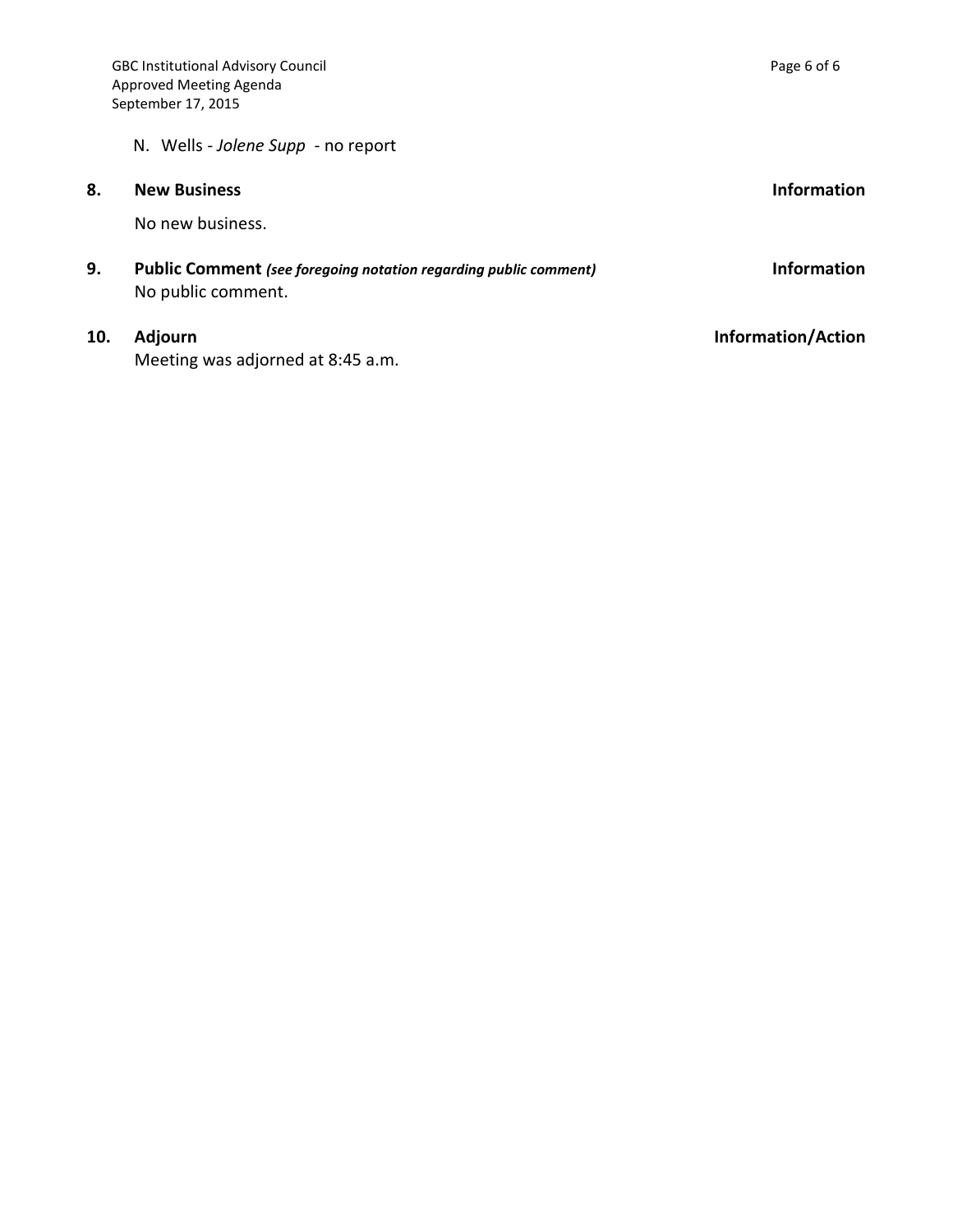N. Wells - *Jolene Supp* - no report

**8. New Business** **Information**

No new business.

**9. Public Comment** ***(see foregoing notation regarding public comment)*** **Information**

No public comment.

**10. Adjourn** **Information/Action**

Meeting was adjorned at 8:45 a.m.